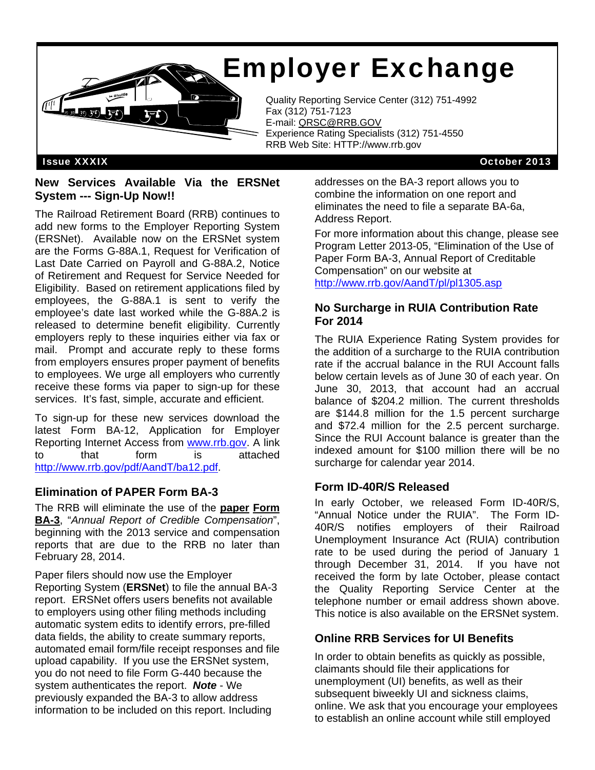# Employer Exchange

Quality Reporting Service Center (312) 751-4992
Fax (312) 751-7123
E-mail: QRSC@RRB.GOV
Experience Rating Specialists (312) 751-4550
RRB Web Site: HTTP://www.rrb.gov

**Issue XXXIX** **October 2013**

## New Services Available Via the ERSNet System --- Sign-Up Now!!

The Railroad Retirement Board (RRB) continues to add new forms to the Employer Reporting System (ERSNet). Available now on the ERSNet system are the Forms G-88A.1, Request for Verification of Last Date Carried on Payroll and G-88A.2, Notice of Retirement and Request for Service Needed for Eligibility. Based on retirement applications filed by employees, the G-88A.1 is sent to verify the employee's date last worked while the G-88A.2 is released to determine benefit eligibility. Currently employers reply to these inquiries either via fax or mail. Prompt and accurate reply to these forms from employers ensures proper payment of benefits to employees. We urge all employers who currently receive these forms via paper to sign-up for these services. It's fast, simple, accurate and efficient.

To sign-up for these new services download the latest Form BA-12, Application for Employer Reporting Internet Access from www.rrb.gov. A link to that form is attached http://www.rrb.gov/pdf/AandT/ba12.pdf.

## Elimination of PAPER Form BA-3

The RRB will eliminate the use of the **paper Form BA-3**, "*Annual Report of Credible Compensation*", beginning with the 2013 service and compensation reports that are due to the RRB no later than February 28, 2014.

Paper filers should now use the Employer Reporting System (**ERSNet**) to file the annual BA-3 report. ERSNet offers users benefits not available to employers using other filing methods including automatic system edits to identify errors, pre-filled data fields, the ability to create summary reports, automated email form/file receipt responses and file upload capability. If you use the ERSNet system, you do not need to file Form G-440 because the system authenticates the report. ***Note*** - We previously expanded the BA-3 to allow address information to be included on this report. Including addresses on the BA-3 report allows you to combine the information on one report and eliminates the need to file a separate BA-6a, Address Report.

For more information about this change, please see Program Letter 2013-05, "Elimination of the Use of Paper Form BA-3, Annual Report of Creditable Compensation" on our website at http://www.rrb.gov/AandT/pl/pl1305.asp

## No Surcharge in RUIA Contribution Rate For 2014

The RUIA Experience Rating System provides for the addition of a surcharge to the RUIA contribution rate if the accrual balance in the RUI Account falls below certain levels as of June 30 of each year. On June 30, 2013, that account had an accrual balance of $204.2 million. The current thresholds are $144.8 million for the 1.5 percent surcharge and $72.4 million for the 2.5 percent surcharge. Since the RUI Account balance is greater than the indexed amount for $100 million there will be no surcharge for calendar year 2014.

## Form ID-40R/S Released

In early October, we released Form ID-40R/S, "Annual Notice under the RUIA". The Form ID-40R/S notifies employers of their Railroad Unemployment Insurance Act (RUIA) contribution rate to be used during the period of January 1 through December 31, 2014. If you have not received the form by late October, please contact the Quality Reporting Service Center at the telephone number or email address shown above. This notice is also available on the ERSNet system.

## Online RRB Services for UI Benefits

In order to obtain benefits as quickly as possible, claimants should file their applications for unemployment (UI) benefits, as well as their subsequent biweekly UI and sickness claims, online. We ask that you encourage your employees to establish an online account while still employed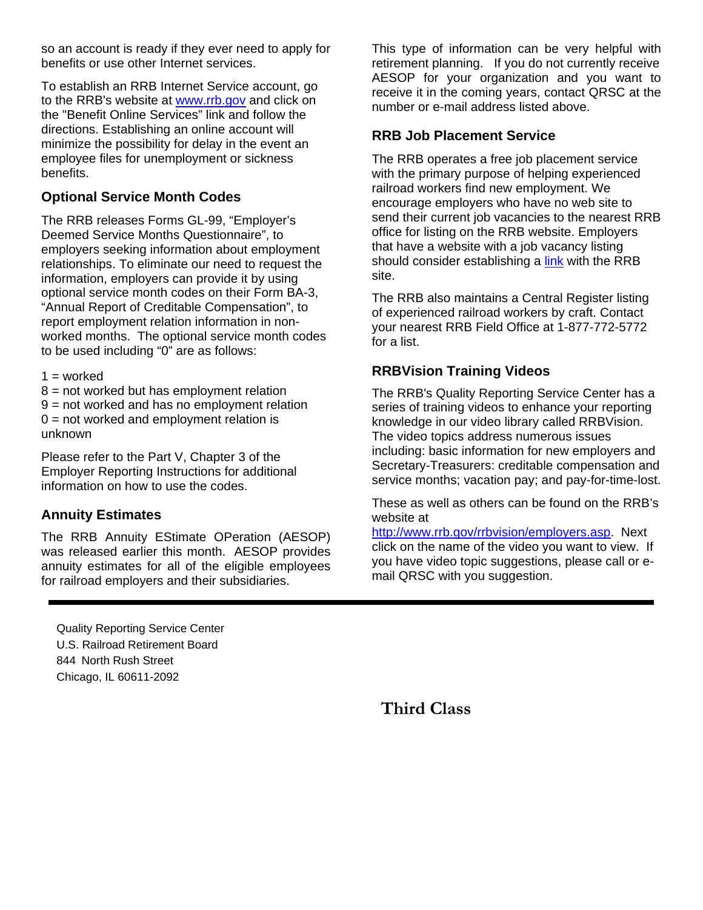so an account is ready if they ever need to apply for benefits or use other Internet services.

To establish an RRB Internet Service account, go to the RRB's website at www.rrb.gov and click on the "Benefit Online Services" link and follow the directions. Establishing an online account will minimize the possibility for delay in the event an employee files for unemployment or sickness benefits.

### Optional Service Month Codes

The RRB releases Forms GL-99, "Employer's Deemed Service Months Questionnaire", to employers seeking information about employment relationships. To eliminate our need to request the information, employers can provide it by using optional service month codes on their Form BA-3, "Annual Report of Creditable Compensation", to report employment relation information in non-worked months. The optional service month codes to be used including "0" are as follows:

1 = worked
8 = not worked but has employment relation
9 = not worked and has no employment relation
0 = not worked and employment relation is unknown

Please refer to the Part V, Chapter 3 of the Employer Reporting Instructions for additional information on how to use the codes.

### Annuity Estimates

The RRB Annuity EStimate OPeration (AESOP) was released earlier this month. AESOP provides annuity estimates for all of the eligible employees for railroad employers and their subsidiaries. This type of information can be very helpful with retirement planning. If you do not currently receive AESOP for your organization and you want to receive it in the coming years, contact QRSC at the number or e-mail address listed above.

### RRB Job Placement Service

The RRB operates a free job placement service with the primary purpose of helping experienced railroad workers find new employment. We encourage employers who have no web site to send their current job vacancies to the nearest RRB office for listing on the RRB website. Employers that have a website with a job vacancy listing should consider establishing a link with the RRB site.

The RRB also maintains a Central Register listing of experienced railroad workers by craft. Contact your nearest RRB Field Office at 1-877-772-5772 for a list.

### RRBVision Training Videos

The RRB's Quality Reporting Service Center has a series of training videos to enhance your reporting knowledge in our video library called RRBVision. The video topics address numerous issues including: basic information for new employers and Secretary-Treasurers: creditable compensation and service months; vacation pay; and pay-for-time-lost.

These as well as others can be found on the RRB's website at http://www.rrb.gov/rrbvision/employers.asp. Next click on the name of the video you want to view. If you have video topic suggestions, please call or e-mail QRSC with you suggestion.

---

Quality Reporting Service Center
U.S. Railroad Retirement Board
844 North Rush Street
Chicago, IL 60611-2092

**Third Class**